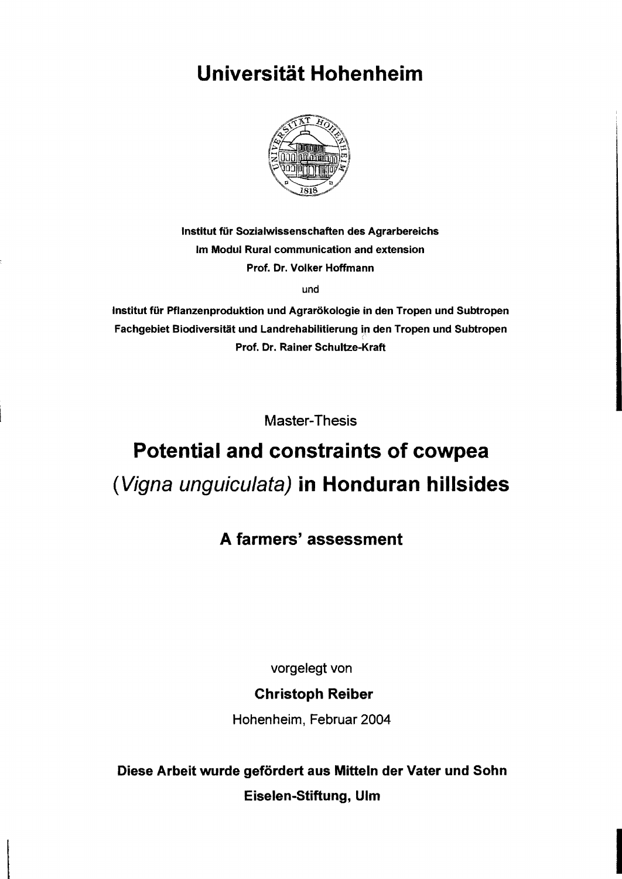# Universität Hohenheim

**Institut für Sozialwissenschaften des Agrarbereichs**
**Im Modul Rural communication and extension**
**Prof. Dr. Volker Hoffmann**

und

**Institut für Pflanzenproduktion und Agrarökologie in den Tropen und Subtropen**
**Fachgebiet Biodiversität und Landrehabilitierung in den Tropen und Subtropen**
**Prof. Dr. Rainer Schultze-Kraft**

Master-Thesis

# Potential and constraints of cowpea (*Vigna unguiculata*) in Honduran hillsides

## A farmers' assessment

vorgelegt von

**Christoph Reiber**

Hohenheim, Februar 2004

**Diese Arbeit wurde gefördert aus Mitteln der Vater und Sohn Eiselen-Stiftung, Ulm**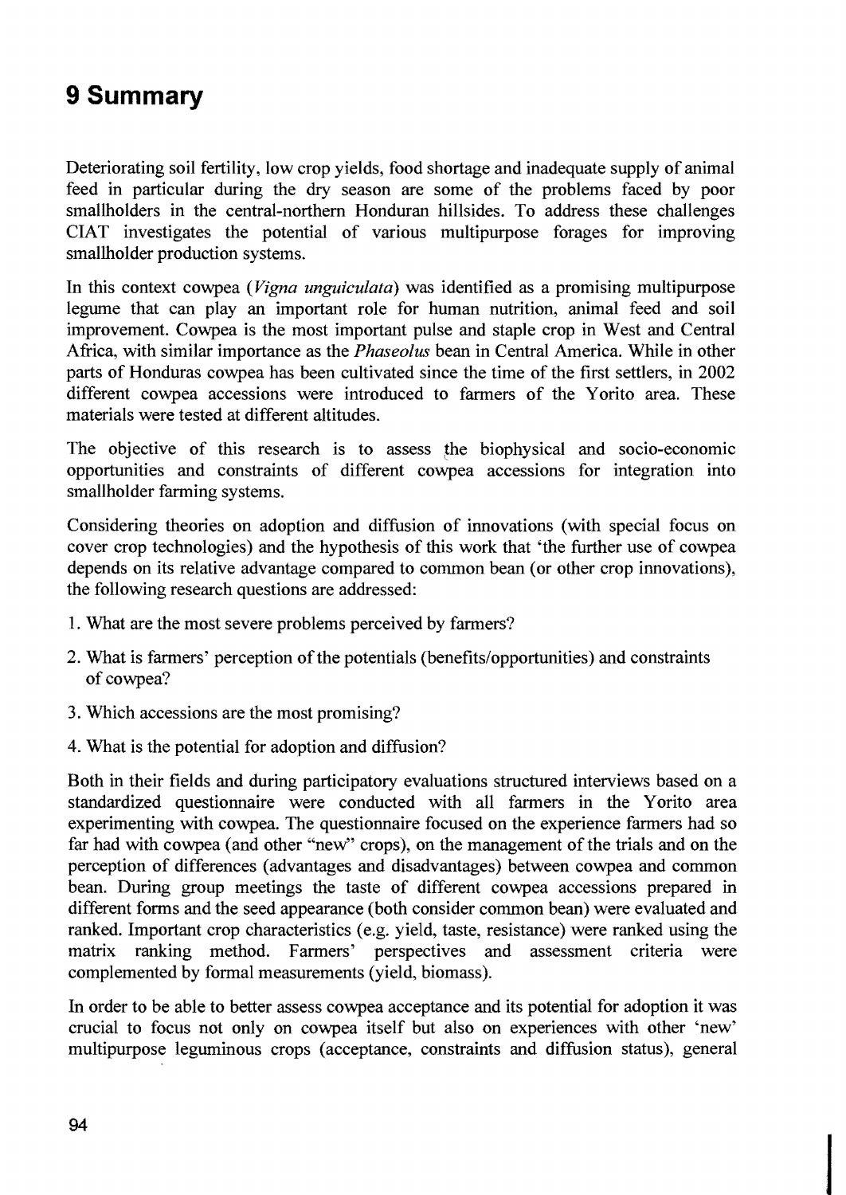# 9 Summary

Deteriorating soil fertility, low crop yields, food shortage and inadequate supply of animal feed in particular during the dry season are some of the problems faced by poor smallholders in the central-northern Honduran hillsides. To address these challenges CIAT investigates the potential of various multipurpose forages for improving smallholder production systems.

In this context cowpea (*Vigna unguiculata*) was identified as a promising multipurpose legume that can play an important role for human nutrition, animal feed and soil improvement. Cowpea is the most important pulse and staple crop in West and Central Africa, with similar importance as the *Phaseolus* bean in Central America. While in other parts of Honduras cowpea has been cultivated since the time of the first settlers, in 2002 different cowpea accessions were introduced to farmers of the Yorito area. These materials were tested at different altitudes.

The objective of this research is to assess the biophysical and socio-economic opportunities and constraints of different cowpea accessions for integration into smallholder farming systems.

Considering theories on adoption and diffusion of innovations (with special focus on cover crop technologies) and the hypothesis of this work that 'the further use of cowpea depends on its relative advantage compared to common bean (or other crop innovations), the following research questions are addressed:

1. What are the most severe problems perceived by farmers?
2. What is farmers' perception of the potentials (benefits/opportunities) and constraints of cowpea?
3. Which accessions are the most promising?
4. What is the potential for adoption and diffusion?

Both in their fields and during participatory evaluations structured interviews based on a standardized questionnaire were conducted with all farmers in the Yorito area experimenting with cowpea. The questionnaire focused on the experience farmers had so far had with cowpea (and other "new" crops), on the management of the trials and on the perception of differences (advantages and disadvantages) between cowpea and common bean. During group meetings the taste of different cowpea accessions prepared in different forms and the seed appearance (both consider common bean) were evaluated and ranked. Important crop characteristics (e.g. yield, taste, resistance) were ranked using the matrix ranking method. Farmers' perspectives and assessment criteria were complemented by formal measurements (yield, biomass).

In order to be able to better assess cowpea acceptance and its potential for adoption it was crucial to focus not only on cowpea itself but also on experiences with other 'new' multipurpose leguminous crops (acceptance, constraints and diffusion status), general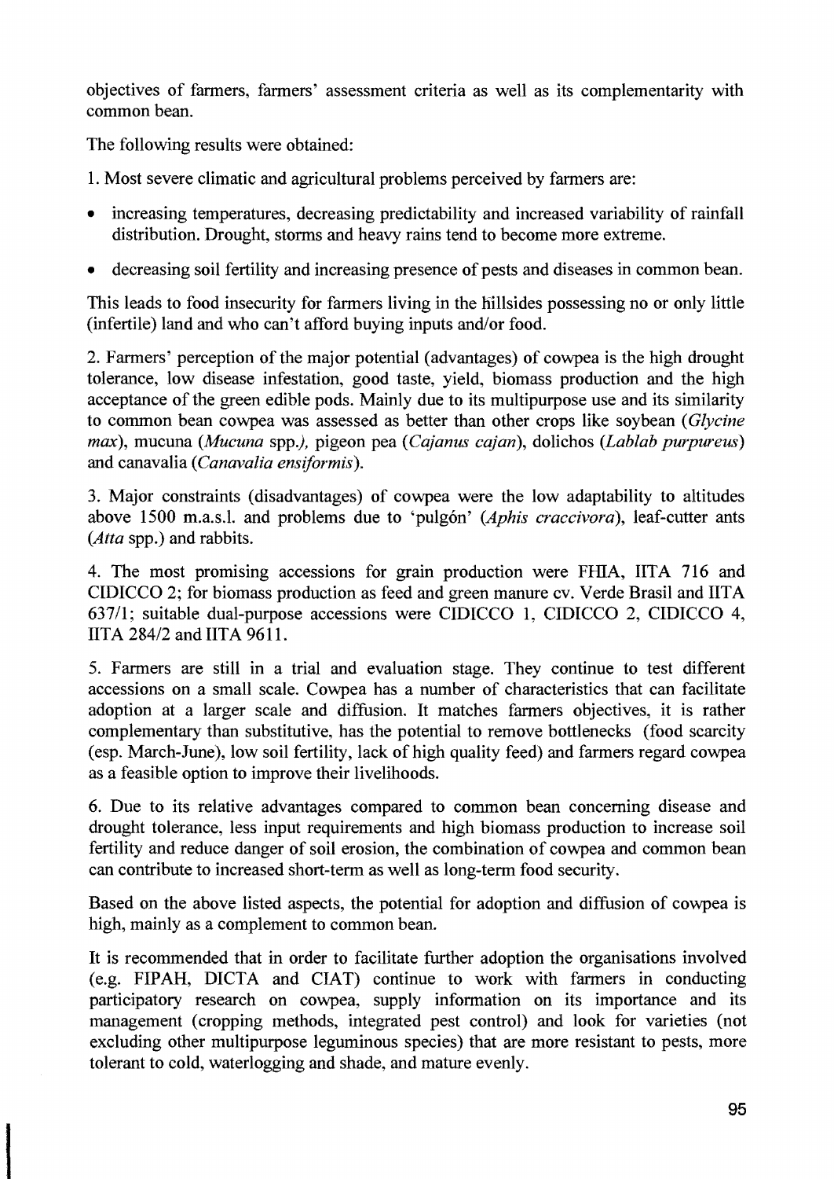objectives of farmers, farmers' assessment criteria as well as its complementarity with common bean.

The following results were obtained:

1. Most severe climatic and agricultural problems perceived by farmers are:

- increasing temperatures, decreasing predictability and increased variability of rainfall distribution. Drought, storms and heavy rains tend to become more extreme.
- decreasing soil fertility and increasing presence of pests and diseases in common bean.

This leads to food insecurity for farmers living in the hillsides possessing no or only little (infertile) land and who can't afford buying inputs and/or food.

2. Farmers' perception of the major potential (advantages) of cowpea is the high drought tolerance, low disease infestation, good taste, yield, biomass production and the high acceptance of the green edible pods. Mainly due to its multipurpose use and its similarity to common bean cowpea was assessed as better than other crops like soybean (*Glycine max*), mucuna (*Mucuna* spp.), pigeon pea (*Cajanus cajan*), dolichos (*Lablab purpureus*) and canavalia (*Canavalia ensiformis*).

3. Major constraints (disadvantages) of cowpea were the low adaptability to altitudes above 1500 m.a.s.l. and problems due to 'pulgón' (*Aphis craccivora*), leaf-cutter ants (*Atta* spp.) and rabbits.

4. The most promising accessions for grain production were FHIA, IITA 716 and CIDICCO 2; for biomass production as feed and green manure cv. Verde Brasil and IITA 637/1; suitable dual-purpose accessions were CIDICCO 1, CIDICCO 2, CIDICCO 4, IITA 284/2 and IITA 9611.

5. Farmers are still in a trial and evaluation stage. They continue to test different accessions on a small scale. Cowpea has a number of characteristics that can facilitate adoption at a larger scale and diffusion. It matches farmers objectives, it is rather complementary than substitutive, has the potential to remove bottlenecks (food scarcity (esp. March-June), low soil fertility, lack of high quality feed) and farmers regard cowpea as a feasible option to improve their livelihoods.

6. Due to its relative advantages compared to common bean concerning disease and drought tolerance, less input requirements and high biomass production to increase soil fertility and reduce danger of soil erosion, the combination of cowpea and common bean can contribute to increased short-term as well as long-term food security.

Based on the above listed aspects, the potential for adoption and diffusion of cowpea is high, mainly as a complement to common bean.

It is recommended that in order to facilitate further adoption the organisations involved (e.g. FIPAH, DICTA and CIAT) continue to work with farmers in conducting participatory research on cowpea, supply information on its importance and its management (cropping methods, integrated pest control) and look for varieties (not excluding other multipurpose leguminous species) that are more resistant to pests, more tolerant to cold, waterlogging and shade, and mature evenly.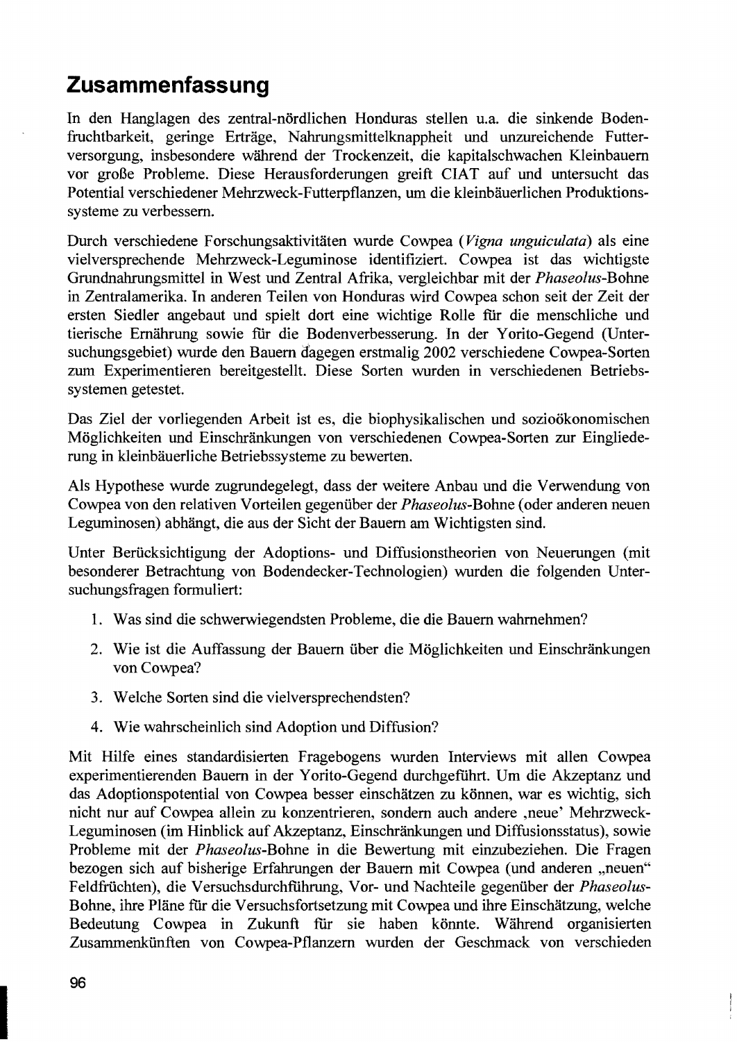# Zusammenfassung

In den Hanglagen des zentral-nördlichen Honduras stellen u.a. die sinkende Bodenfruchtbarkeit, geringe Erträge, Nahrungsmittelknappheit und unzureichende Futterversorgung, insbesondere während der Trockenzeit, die kapitalschwachen Kleinbauern vor große Probleme. Diese Herausforderungen greift CIAT auf und untersucht das Potential verschiedener Mehrzweck-Futterpflanzen, um die kleinbäuerlichen Produktionssysteme zu verbessern.

Durch verschiedene Forschungsaktivitäten wurde Cowpea (*Vigna unguiculata*) als eine vielversprechende Mehrzweck-Leguminose identifiziert. Cowpea ist das wichtigste Grundnahrungsmittel in West und Zentral Afrika, vergleichbar mit der *Phaseolus*-Bohne in Zentralamerika. In anderen Teilen von Honduras wird Cowpea schon seit der Zeit der ersten Siedler angebaut und spielt dort eine wichtige Rolle für die menschliche und tierische Ernährung sowie für die Bodenverbesserung. In der Yorito-Gegend (Untersuchungsgebiet) wurde den Bauern dagegen erstmalig 2002 verschiedene Cowpea-Sorten zum Experimentieren bereitgestellt. Diese Sorten wurden in verschiedenen Betriebssystemen getestet.

Das Ziel der vorliegenden Arbeit ist es, die biophysikalischen und sozioökonomischen Möglichkeiten und Einschränkungen von verschiedenen Cowpea-Sorten zur Eingliederung in kleinbäuerliche Betriebssysteme zu bewerten.

Als Hypothese wurde zugrundegelegt, dass der weitere Anbau und die Verwendung von Cowpea von den relativen Vorteilen gegenüber der *Phaseolus*-Bohne (oder anderen neuen Leguminosen) abhängt, die aus der Sicht der Bauern am Wichtigsten sind.

Unter Berücksichtigung der Adoptions- und Diffusionstheorien von Neuerungen (mit besonderer Betrachtung von Bodendecker-Technologien) wurden die folgenden Untersuchungsfragen formuliert:

1. Was sind die schwerwiegendsten Probleme, die die Bauern wahrnehmen?
2. Wie ist die Auffassung der Bauern über die Möglichkeiten und Einschränkungen von Cowpea?
3. Welche Sorten sind die vielversprechendsten?
4. Wie wahrscheinlich sind Adoption und Diffusion?

Mit Hilfe eines standardisierten Fragebogens wurden Interviews mit allen Cowpea experimentierenden Bauern in der Yorito-Gegend durchgeführt. Um die Akzeptanz und das Adoptionspotential von Cowpea besser einschätzen zu können, war es wichtig, sich nicht nur auf Cowpea allein zu konzentrieren, sondern auch andere ‚neue' Mehrzweck-Leguminosen (im Hinblick auf Akzeptanz, Einschränkungen und Diffusionsstatus), sowie Probleme mit der *Phaseolus*-Bohne in die Bewertung mit einzubeziehen. Die Fragen bezogen sich auf bisherige Erfahrungen der Bauern mit Cowpea (und anderen „neuen" Feldfrüchten), die Versuchsdurchführung, Vor- und Nachteile gegenüber der *Phaseolus*-Bohne, ihre Pläne für die Versuchsfortsetzung mit Cowpea und ihre Einschätzung, welche Bedeutung Cowpea in Zukunft für sie haben könnte. Während organisierten Zusammenkünften von Cowpea-Pflanzern wurden der Geschmack von verschieden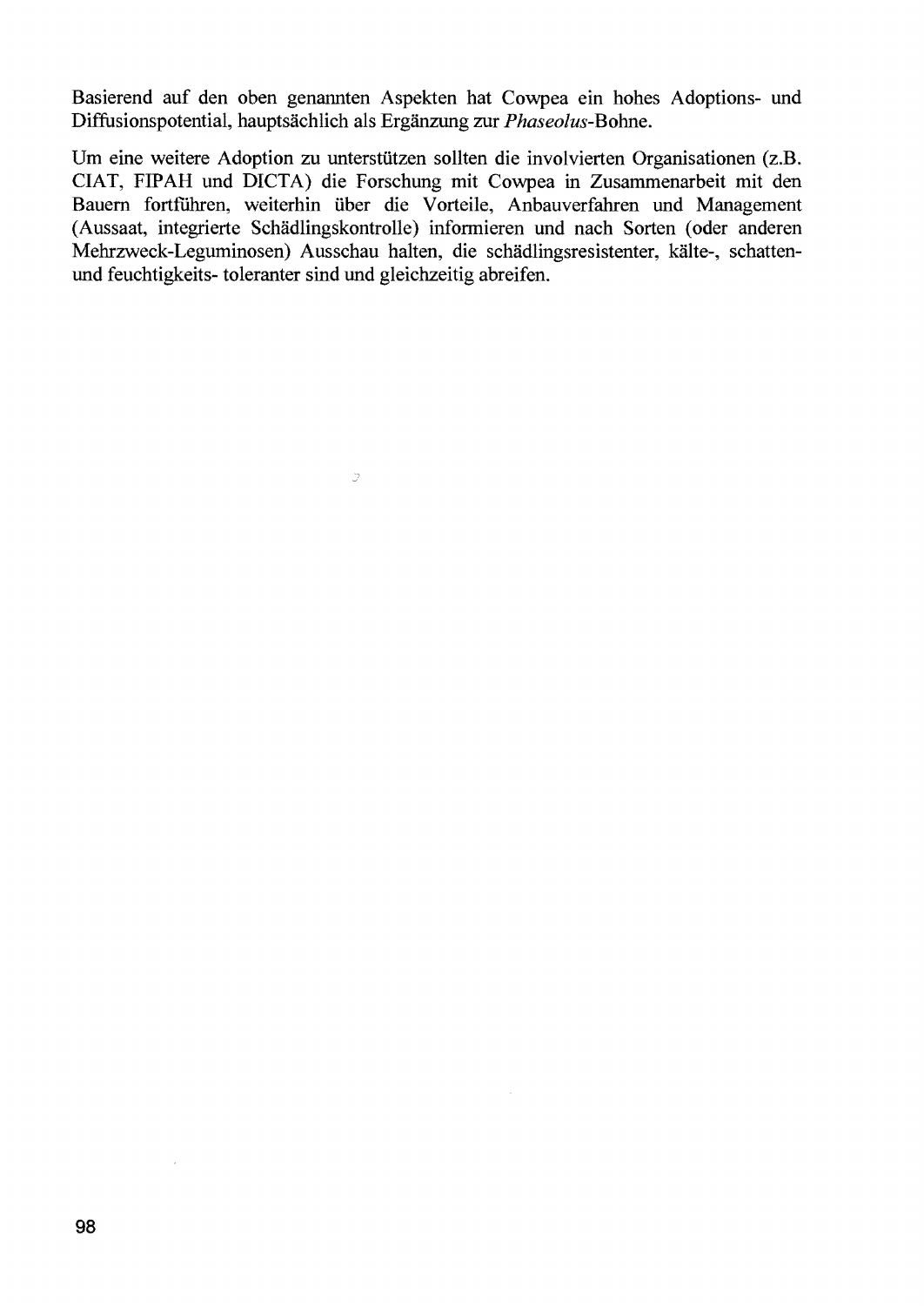Basierend auf den oben genannten Aspekten hat Cowpea ein hohes Adoptions- und Diffusionspotential, hauptsächlich als Ergänzung zur *Phaseolus*-Bohne.

Um eine weitere Adoption zu unterstützen sollten die involvierten Organisationen (z.B. CIAT, FIPAH und DICTA) die Forschung mit Cowpea in Zusammenarbeit mit den Bauern fortführen, weiterhin über die Vorteile, Anbauverfahren und Management (Aussaat, integrierte Schädlingskontrolle) informieren und nach Sorten (oder anderen Mehrzweck-Leguminosen) Ausschau halten, die schädlingsresistenter, kälte-, schatten- und feuchtigkeits- toleranter sind und gleichzeitig abreifen.